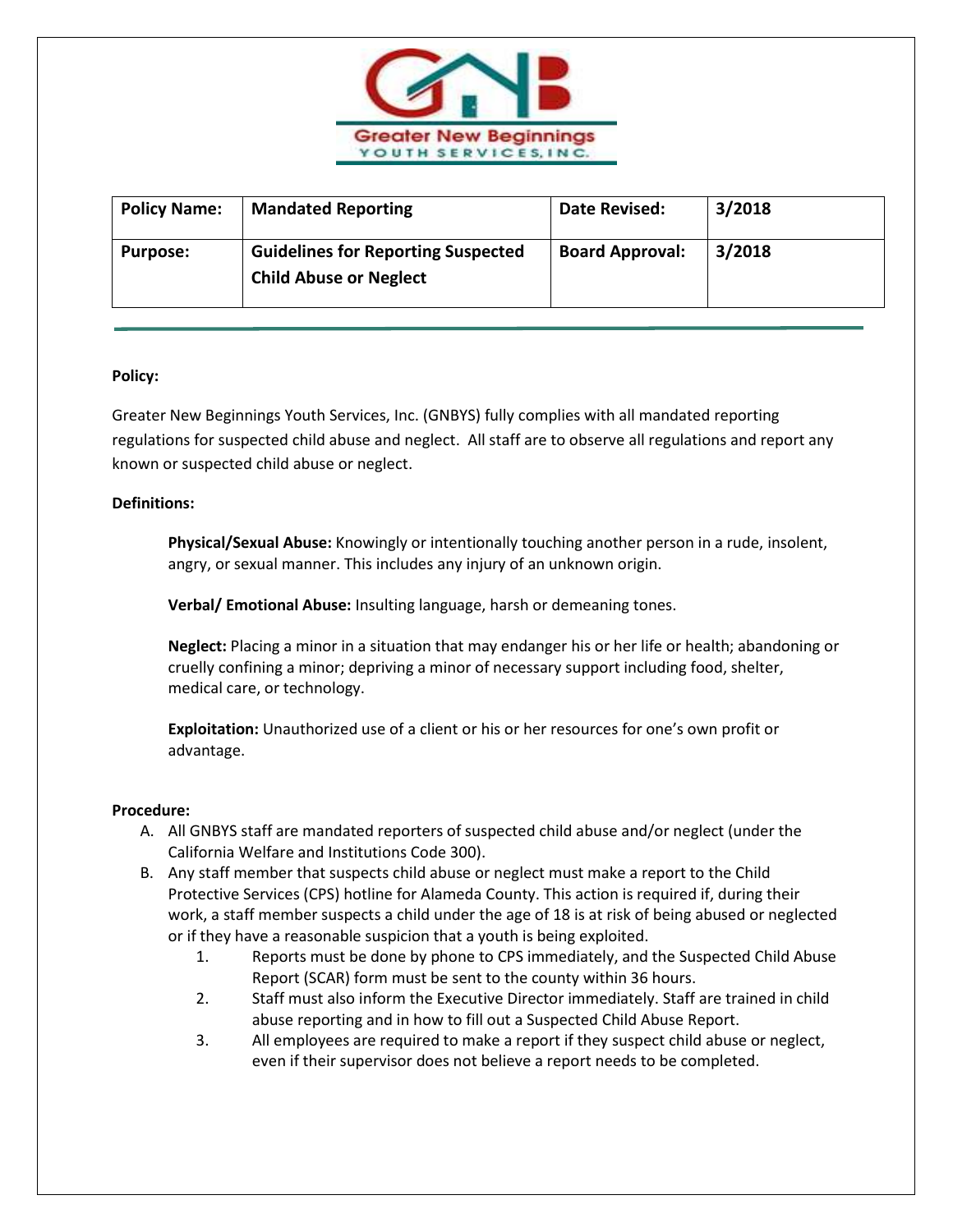Greater New Beginnings
YOUTH SERVICES, INC.

| Policy Name: | Mandated Reporting | Date Revised: | 3/2018 |
| --- | --- | --- | --- |
| Purpose: | Guidelines for Reporting Suspected Child Abuse or Neglect | Board Approval: | 3/2018 |

**Policy:**

Greater New Beginnings Youth Services, Inc. (GNBYS) fully complies with all mandated reporting regulations for suspected child abuse and neglect. All staff are to observe all regulations and report any known or suspected child abuse or neglect.

**Definitions:**

**Physical/Sexual Abuse:** Knowingly or intentionally touching another person in a rude, insolent, angry, or sexual manner. This includes any injury of an unknown origin.

**Verbal/ Emotional Abuse:** Insulting language, harsh or demeaning tones.

**Neglect:** Placing a minor in a situation that may endanger his or her life or health; abandoning or cruelly confining a minor; depriving a minor of necessary support including food, shelter, medical care, or technology.

**Exploitation:** Unauthorized use of a client or his or her resources for one's own profit or advantage.

**Procedure:**

A. All GNBYS staff are mandated reporters of suspected child abuse and/or neglect (under the California Welfare and Institutions Code 300).
B. Any staff member that suspects child abuse or neglect must make a report to the Child Protective Services (CPS) hotline for Alameda County. This action is required if, during their work, a staff member suspects a child under the age of 18 is at risk of being abused or neglected or if they have a reasonable suspicion that a youth is being exploited.
    1. Reports must be done by phone to CPS immediately, and the Suspected Child Abuse Report (SCAR) form must be sent to the county within 36 hours.
    2. Staff must also inform the Executive Director immediately. Staff are trained in child abuse reporting and in how to fill out a Suspected Child Abuse Report.
    3. All employees are required to make a report if they suspect child abuse or neglect, even if their supervisor does not believe a report needs to be completed.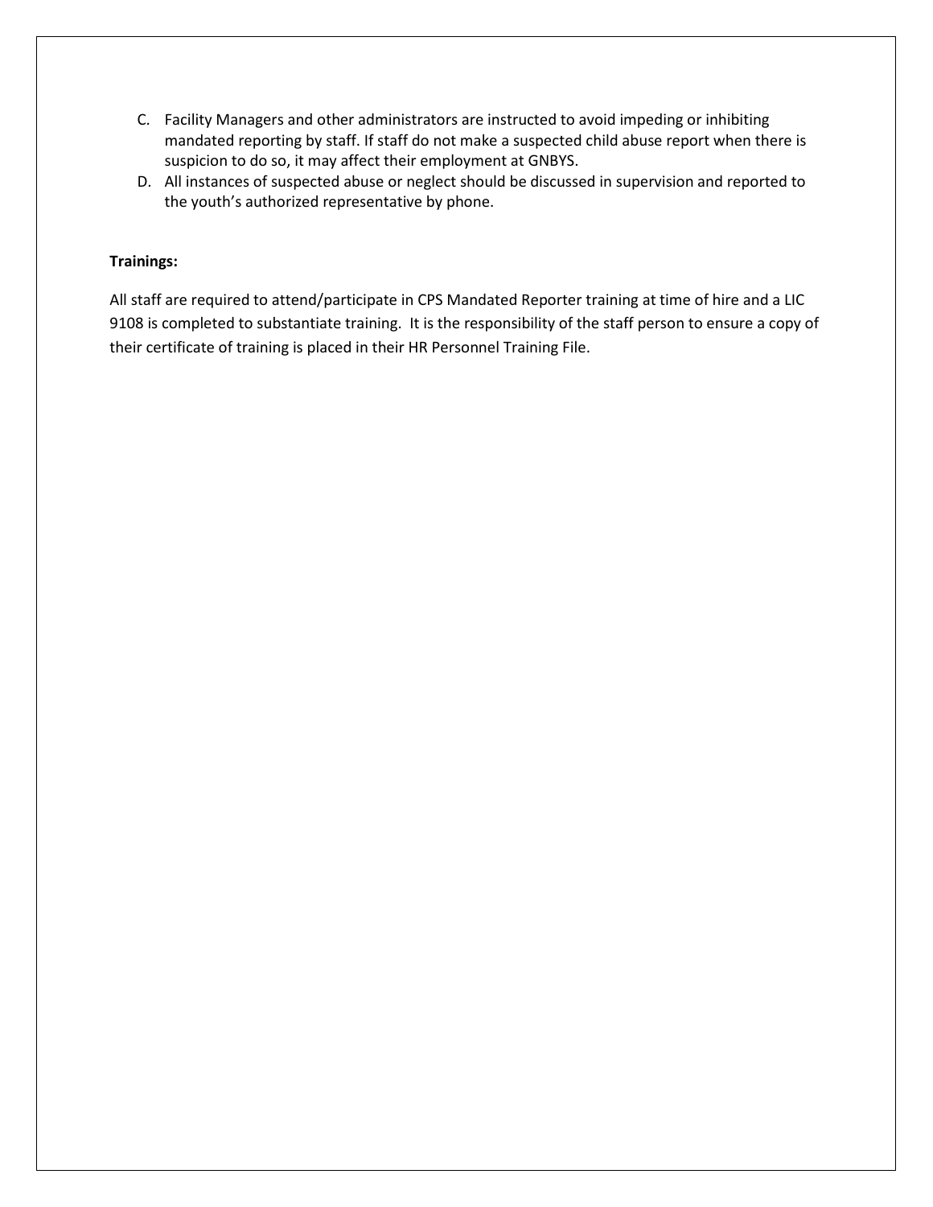C. Facility Managers and other administrators are instructed to avoid impeding or inhibiting mandated reporting by staff. If staff do not make a suspected child abuse report when there is suspicion to do so, it may affect their employment at GNBYS.
D. All instances of suspected abuse or neglect should be discussed in supervision and reported to the youth's authorized representative by phone.

**Trainings:**

All staff are required to attend/participate in CPS Mandated Reporter training at time of hire and a LIC 9108 is completed to substantiate training. It is the responsibility of the staff person to ensure a copy of their certificate of training is placed in their HR Personnel Training File.